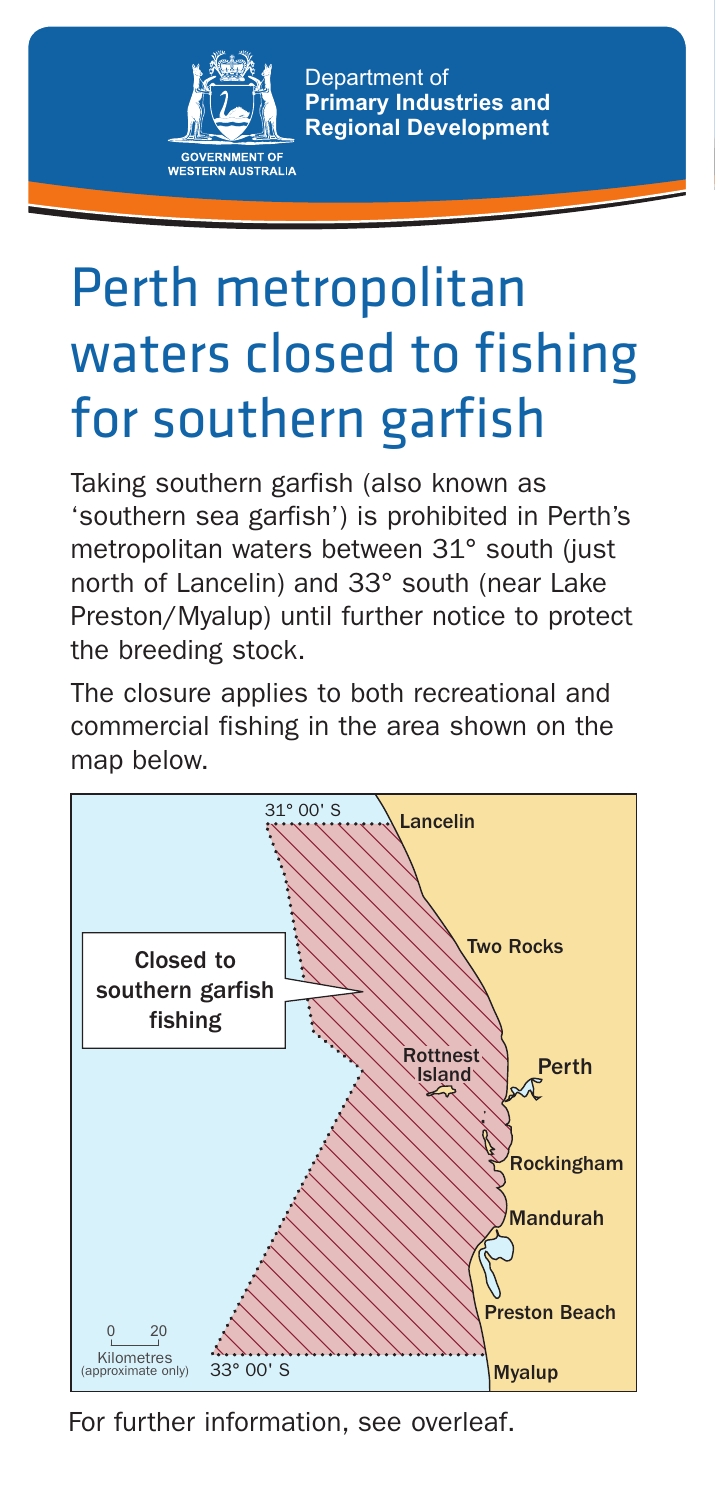Department of
**Primary Industries and Regional Development**

GOVERNMENT OF WESTERN AUSTRALIA

# Perth metropolitan waters closed to fishing for southern garfish

Taking southern garfish (also known as 'southern sea garfish') is prohibited in Perth's metropolitan waters between 31° south (just north of Lancelin) and 33° south (near Lake Preston/Myalup) until further notice to protect the breeding stock.

The closure applies to both recreational and commercial fishing in the area shown on the map below.

31° 00' S

Lancelin

Two Rocks

**Closed to southern garfish fishing**

Rottnest Island

Perth

Rockingham

Mandurah

Preston Beach

0 20
Kilometres (approximate only)

33° 00' S

Myalup

For further information, see overleaf.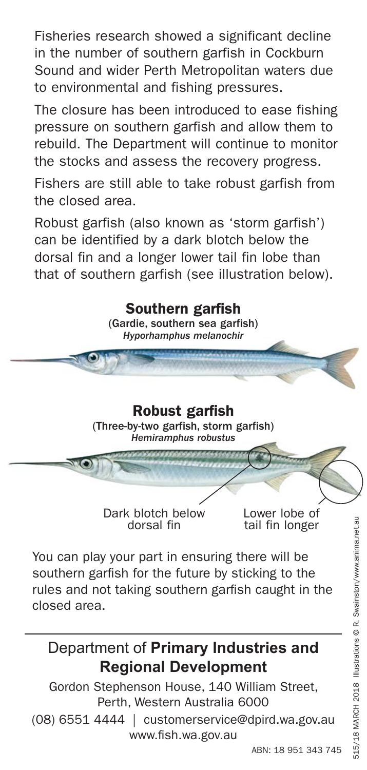Fisheries research showed a significant decline in the number of southern garfish in Cockburn Sound and wider Perth Metropolitan waters due to environmental and fishing pressures.

The closure has been introduced to ease fishing pressure on southern garfish and allow them to rebuild. The Department will continue to monitor the stocks and assess the recovery progress.

Fishers are still able to take robust garfish from the closed area.

Robust garfish (also known as 'storm garfish') can be identified by a dark blotch below the dorsal fin and a longer lower tail fin lobe than that of southern garfish (see illustration below).

**Southern garfish**
**(Gardie, southern sea garfish)**
***Hyporhamphus melanochir***

**Robust garfish**
**(Three-by-two garfish, storm garfish)**
***Hemiramphus robustus***

Dark blotch below dorsal fin

Lower lobe of tail fin longer

You can play your part in ensuring there will be southern garfish for the future by sticking to the rules and not taking southern garfish caught in the closed area.

## Department of **Primary Industries and Regional Development**

Gordon Stephenson House, 140 William Street, Perth, Western Australia 6000

(08) 6551 4444 | customerservice@dpird.wa.gov.au

www.fish.wa.gov.au

ABN: 18 951 343 745

515/18 MARCH 2018 Illustrations © R. Swainston/www.anima.net.au